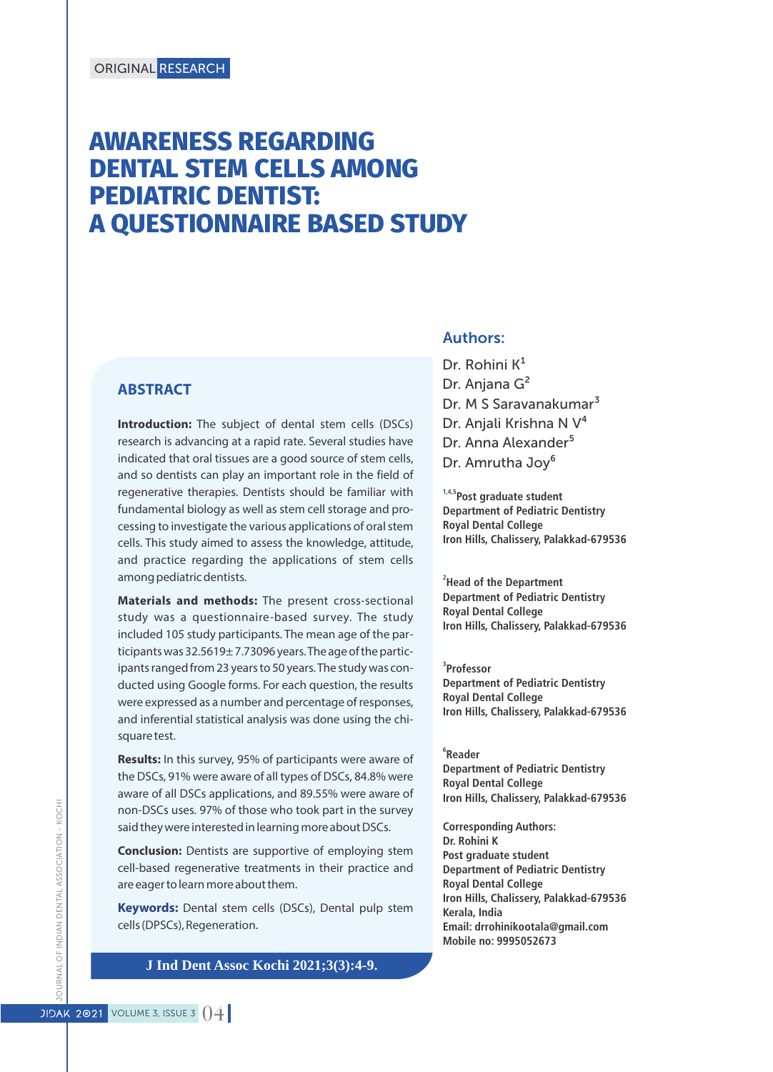ORIGINAL RESEARCH

# AWARENESS REGARDING DENTAL STEM CELLS AMONG PEDIATRIC DENTIST: A QUESTIONNAIRE BASED STUDY

## Authors:

Dr. Rohini K[1]
Dr. Anjana G[2]
Dr. M S Saravanakumar[3]
Dr. Anjali Krishna N V[4]
Dr. Anna Alexander[5]
Dr. Amrutha Joy[6]

[1,4,5]Post graduate student
Department of Pediatric Dentistry
Royal Dental College
Iron Hills, Chalissery, Palakkad-679536

[2]Head of the Department
Department of Pediatric Dentistry
Royal Dental College
Iron Hills, Chalissery, Palakkad-679536

[3]Professor
Department of Pediatric Dentistry
Royal Dental College
Iron Hills, Chalissery, Palakkad-679536

[6]Reader
Department of Pediatric Dentistry
Royal Dental College
Iron Hills, Chalissery, Palakkad-679536

**Corresponding Authors:**
Dr. Rohini K
Post graduate student
Department of Pediatric Dentistry
Royal Dental College
Iron Hills, Chalissery, Palakkad-679536
Kerala, India
Email: drrohinikootala@gmail.com
Mobile no: 9995052673

## ABSTRACT

**Introduction:** The subject of dental stem cells (DSCs) research is advancing at a rapid rate. Several studies have indicated that oral tissues are a good source of stem cells, and so dentists can play an important role in the field of regenerative therapies. Dentists should be familiar with fundamental biology as well as stem cell storage and processing to investigate the various applications of oral stem cells. This study aimed to assess the knowledge, attitude, and practice regarding the applications of stem cells among pediatric dentists.

**Materials and methods:** The present cross-sectional study was a questionnaire-based survey. The study included 105 study participants. The mean age of the participants was 32.5619± 7.73096 years. The age of the participants ranged from 23 years to 50 years. The study was conducted using Google forms. For each question, the results were expressed as a number and percentage of responses, and inferential statistical analysis was done using the chi-square test.

**Results:** In this survey, 95% of participants were aware of the DSCs, 91% were aware of all types of DSCs, 84.8% were aware of all DSCs applications, and 89.55% were aware of non-DSCs uses. 97% of those who took part in the survey said they were interested in learning more about DSCs.

**Conclusion:** Dentists are supportive of employing stem cell-based regenerative treatments in their practice and are eager to learn more about them.

**Keywords:** Dental stem cells (DSCs), Dental pulp stem cells (DPSCs), Regeneration.

J Ind Dent Assoc Kochi 2021;3(3):4-9.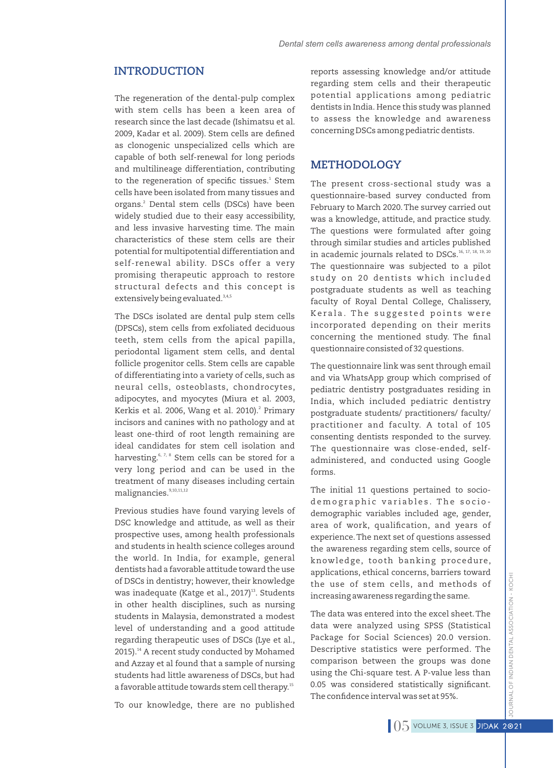## INTRODUCTION

The regeneration of the dental-pulp complex with stem cells has been a keen area of research since the last decade (Ishimatsu et al. 2009, Kadar et al. 2009). Stem cells are defined as clonogenic unspecialized cells which are capable of both self-renewal for long periods and multilineage differentiation, contributing to the regeneration of specific tissues.[1] Stem cells have been isolated from many tissues and organs.[2] Dental stem cells (DSCs) have been widely studied due to their easy accessibility, and less invasive harvesting time. The main characteristics of these stem cells are their potential for multipotential differentiation and self-renewal ability. DSCs offer a very promising therapeutic approach to restore structural defects and this concept is extensively being evaluated.[3,4,5]

The DSCs isolated are dental pulp stem cells (DPSCs), stem cells from exfoliated deciduous teeth, stem cells from the apical papilla, periodontal ligament stem cells, and dental follicle progenitor cells. Stem cells are capable of differentiating into a variety of cells, such as neural cells, osteoblasts, chondrocytes, adipocytes, and myocytes (Miura et al. 2003, Kerkis et al. 2006, Wang et al. 2010).[2] Primary incisors and canines with no pathology and at least one-third of root length remaining are ideal candidates for stem cell isolation and harvesting.[6, 7, 8] Stem cells can be stored for a very long period and can be used in the treatment of many diseases including certain malignancies.[9,10,11,12]

Previous studies have found varying levels of DSC knowledge and attitude, as well as their prospective uses, among health professionals and students in health science colleges around the world. In India, for example, general dentists had a favorable attitude toward the use of DSCs in dentistry; however, their knowledge was inadequate (Katge et al., 2017)[13]. Students in other health disciplines, such as nursing students in Malaysia, demonstrated a modest level of understanding and a good attitude regarding therapeutic uses of DSCs (Lye et al., 2015).[14] A recent study conducted by Mohamed and Azzay et al found that a sample of nursing students had little awareness of DSCs, but had a favorable attitude towards stem cell therapy.[15]

To our knowledge, there are no published reports assessing knowledge and/or attitude regarding stem cells and their therapeutic potential applications among pediatric dentists in India. Hence this study was planned to assess the knowledge and awareness concerning DSCs among pediatric dentists.

## METHODOLOGY

The present cross-sectional study was a questionnaire-based survey conducted from February to March 2020. The survey carried out was a knowledge, attitude, and practice study. The questions were formulated after going through similar studies and articles published in academic journals related to DSCs.[16, 17, 18, 19, 20] The questionnaire was subjected to a pilot study on 20 dentists which included postgraduate students as well as teaching faculty of Royal Dental College, Chalissery, Kerala. The suggested points were incorporated depending on their merits concerning the mentioned study. The final questionnaire consisted of 32 questions.

The questionnaire link was sent through email and via WhatsApp group which comprised of pediatric dentistry postgraduates residing in India, which included pediatric dentistry postgraduate students/ practitioners/ faculty/ practitioner and faculty. A total of 105 consenting dentists responded to the survey. The questionnaire was close-ended, self-administered, and conducted using Google forms.

The initial 11 questions pertained to socio-demographic variables. The socio-demographic variables included age, gender, area of work, qualification, and years of experience. The next set of questions assessed the awareness regarding stem cells, source of knowledge, tooth banking procedure, applications, ethical concerns, barriers toward the use of stem cells, and methods of increasing awareness regarding the same.

The data was entered into the excel sheet. The data were analyzed using SPSS (Statistical Package for Social Sciences) 20.0 version. Descriptive statistics were performed. The comparison between the groups was done using the Chi-square test. A P-value less than 0.05 was considered statistically significant. The confidence interval was set at 95%.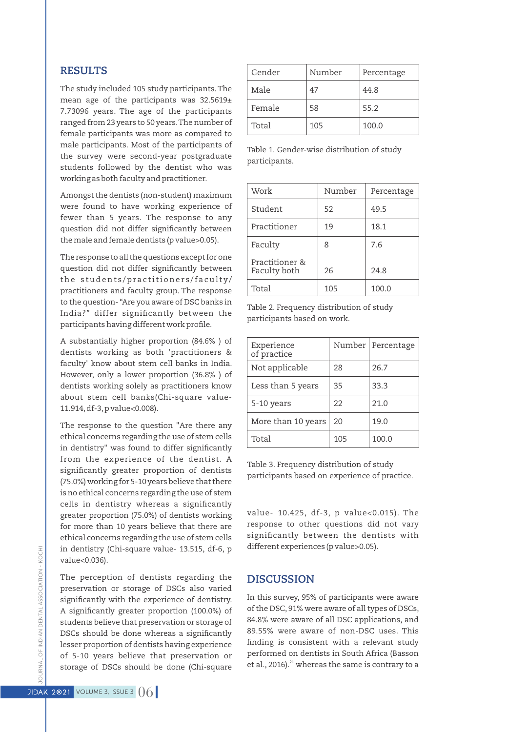## RESULTS

The study included 105 study participants. The mean age of the participants was 32.5619± 7.73096 years. The age of the participants ranged from 23 years to 50 years. The number of female participants was more as compared to male participants. Most of the participants of the survey were second-year postgraduate students followed by the dentist who was working as both faculty and practitioner.

Amongst the dentists (non-student) maximum were found to have working experience of fewer than 5 years. The response to any question did not differ significantly between the male and female dentists (p value>0.05).

The response to all the questions except for one question did not differ significantly between the students/practitioners/faculty/practitioners and faculty group. The response to the question- "Are you aware of DSC banks in India?" differ significantly between the participants having different work profile.

A substantially higher proportion (84.6% ) of dentists working as both 'practitioners & faculty' know about stem cell banks in India. However, only a lower proportion (36.8% ) of dentists working solely as practitioners know about stem cell banks(Chi-square value- 11.914, df-3, p value<0.008).

The response to the question "Are there any ethical concerns regarding the use of stem cells in dentistry" was found to differ significantly from the experience of the dentist. A significantly greater proportion of dentists (75.0%) working for 5-10 years believe that there is no ethical concerns regarding the use of stem cells in dentistry whereas a significantly greater proportion (75.0%) of dentists working for more than 10 years believe that there are ethical concerns regarding the use of stem cells in dentistry (Chi-square value- 13.515, df-6, p value<0.036).

The perception of dentists regarding the preservation or storage of DSCs also varied significantly with the experience of dentistry. A significantly greater proportion (100.0%) of students believe that preservation or storage of DSCs should be done whereas a significantly lesser proportion of dentists having experience of 5-10 years believe that preservation or storage of DSCs should be done (Chi-square value- 10.425, df-3, p value<0.015). The response to other questions did not vary significantly between the dentists with different experiences (p value>0.05).

| Gender | Number | Percentage |
|---|---|---|
| Male | 47 | 44.8 |
| Female | 58 | 55.2 |
| Total | 105 | 100.0 |

Table 1. Gender-wise distribution of study participants.

| Work | Number | Percentage |
|---|---|---|
| Student | 52 | 49.5 |
| Practitioner | 19 | 18.1 |
| Faculty | 8 | 7.6 |
| Practitioner & Faculty both | 26 | 24.8 |
| Total | 105 | 100.0 |

Table 2. Frequency distribution of study participants based on work.

| Experience of practice | Number | Percentage |
|---|---|---|
| Not applicable | 28 | 26.7 |
| Less than 5 years | 35 | 33.3 |
| 5-10 years | 22 | 21.0 |
| More than 10 years | 20 | 19.0 |
| Total | 105 | 100.0 |

Table 3. Frequency distribution of study participants based on experience of practice.

## DISCUSSION

In this survey, 95% of participants were aware of the DSC, 91% were aware of all types of DSCs, 84.8% were aware of all DSC applications, and 89.55% were aware of non-DSC uses. This finding is consistent with a relevant study performed on dentists in South Africa (Basson et al., 2016).[21] whereas the same is contrary to a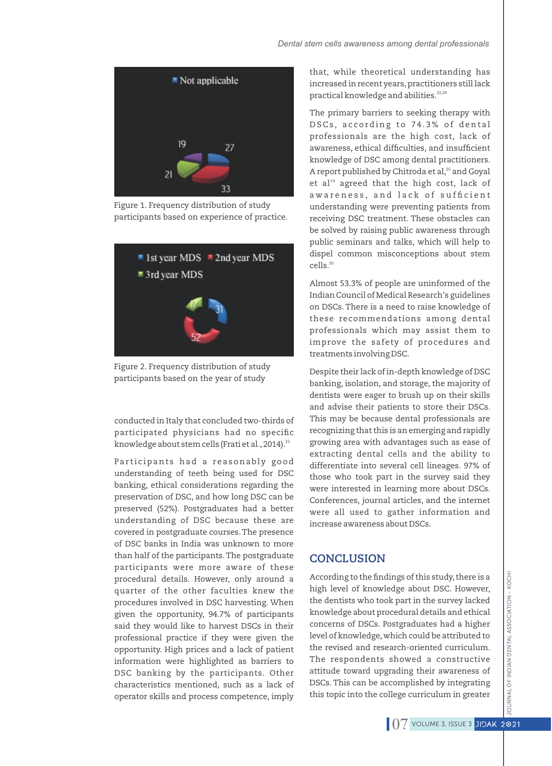Figure 1. Frequency distribution of study participants based on experience of practice.

Figure 2. Frequency distribution of study participants based on the year of study

conducted in Italy that concluded two-thirds of participating physicians had no specific knowledge about stem cells (Frati et al., 2014).[22]

Participants had a reasonably good understanding of teeth being used for DSC banking, ethical considerations regarding the preservation of DSC, and how long DSC can be preserved (52%). Postgraduates had a better understanding of DSC because these are covered in postgraduate courses. The presence of DSC banks in India was unknown to more than half of the participants. The postgraduate participants were more aware of these procedural details. However, only around a quarter of the other faculties knew the procedures involved in DSC harvesting. When given the opportunity, 94.7% of participants said they would like to harvest DSCs in their professional practice if they were given the opportunity. High prices and a lack of patient information were highlighted as barriers to DSC banking by the participants. Other characteristics mentioned, such as a lack of operator skills and process competence, imply that, while theoretical understanding has increased in recent years, practitioners still lack practical knowledge and abilities.[23,24]

The primary barriers to seeking therapy with DSCs, according to 74.3% of dental professionals are the high cost, lack of awareness, ethical difficulties, and insufficient knowledge of DSC among dental practitioners. A report published by Chitroda et al,[25] and Goyal et al[19] agreed that the high cost, lack of awareness, and lack of sufficient understanding were preventing patients from receiving DSC treatment. These obstacles can be solved by raising public awareness through public seminars and talks, which will help to dispel common misconceptions about stem cells.[20]

Almost 53.3% of people are uninformed of the Indian Council of Medical Research's guidelines on DSCs. There is a need to raise knowledge of these recommendations among dental professionals which may assist them to improve the safety of procedures and treatments involving DSC.

Despite their lack of in-depth knowledge of DSC banking, isolation, and storage, the majority of dentists were eager to brush up on their skills and advise their patients to store their DSCs. This may be because dental professionals are recognizing that this is an emerging and rapidly growing area with advantages such as ease of extracting dental cells and the ability to differentiate into several cell lineages. 97% of those who took part in the survey said they were interested in learning more about DSCs. Conferences, journal articles, and the internet were all used to gather information and increase awareness about DSCs.

## CONCLUSION

According to the findings of this study, there is a high level of knowledge about DSC. However, the dentists who took part in the survey lacked knowledge about procedural details and ethical concerns of DSCs. Postgraduates had a higher level of knowledge, which could be attributed to the revised and research-oriented curriculum. The respondents showed a constructive attitude toward upgrading their awareness of DSCs. This can be accomplished by integrating this topic into the college curriculum in greater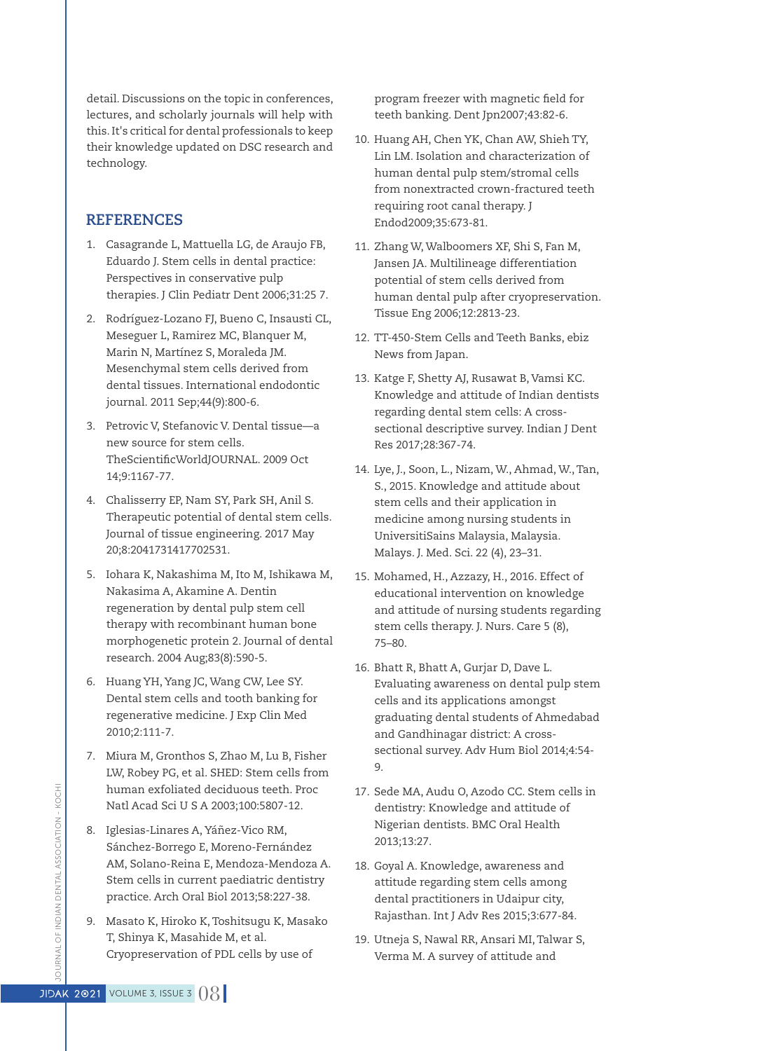detail. Discussions on the topic in conferences, lectures, and scholarly journals will help with this. It's critical for dental professionals to keep their knowledge updated on DSC research and technology.

## REFERENCES

1. Casagrande L, Mattuella LG, de Araujo FB, Eduardo J. Stem cells in dental practice: Perspectives in conservative pulp therapies. J Clin Pediatr Dent 2006;31:25 7.
2. Rodríguez-Lozano FJ, Bueno C, Insausti CL, Meseguer L, Ramirez MC, Blanquer M, Marin N, Martínez S, Moraleda JM. Mesenchymal stem cells derived from dental tissues. International endodontic journal. 2011 Sep;44(9):800-6.
3. Petrovic V, Stefanovic V. Dental tissue—a new source for stem cells. TheScientificWorldJOURNAL. 2009 Oct 14;9:1167-77.
4. Chalisserry EP, Nam SY, Park SH, Anil S. Therapeutic potential of dental stem cells. Journal of tissue engineering. 2017 May 20;8:2041731417702531.
5. Iohara K, Nakashima M, Ito M, Ishikawa M, Nakasima A, Akamine A. Dentin regeneration by dental pulp stem cell therapy with recombinant human bone morphogenetic protein 2. Journal of dental research. 2004 Aug;83(8):590-5.
6. Huang YH, Yang JC, Wang CW, Lee SY. Dental stem cells and tooth banking for regenerative medicine. J Exp Clin Med 2010;2:111-7.
7. Miura M, Gronthos S, Zhao M, Lu B, Fisher LW, Robey PG, et al. SHED: Stem cells from human exfoliated deciduous teeth. Proc Natl Acad Sci U S A 2003;100:5807-12.
8. Iglesias-Linares A, Yáñez-Vico RM, Sánchez-Borrego E, Moreno-Fernández AM, Solano-Reina E, Mendoza-Mendoza A. Stem cells in current paediatric dentistry practice. Arch Oral Biol 2013;58:227-38.
9. Masato K, Hiroko K, Toshitsugu K, Masako T, Shinya K, Masahide M, et al. Cryopreservation of PDL cells by use of program freezer with magnetic field for teeth banking. Dent Jpn2007;43:82-6.
10. Huang AH, Chen YK, Chan AW, Shieh TY, Lin LM. Isolation and characterization of human dental pulp stem/stromal cells from nonextracted crown-fractured teeth requiring root canal therapy. J Endod2009;35:673-81.
11. Zhang W, Walboomers XF, Shi S, Fan M, Jansen JA. Multilineage differentiation potential of stem cells derived from human dental pulp after cryopreservation. Tissue Eng 2006;12:2813-23.
12. TT-450-Stem Cells and Teeth Banks, ebiz News from Japan.
13. Katge F, Shetty AJ, Rusawat B, Vamsi KC. Knowledge and attitude of Indian dentists regarding dental stem cells: A cross-sectional descriptive survey. Indian J Dent Res 2017;28:367-74.
14. Lye, J., Soon, L., Nizam, W., Ahmad, W., Tan, S., 2015. Knowledge and attitude about stem cells and their application in medicine among nursing students in UniversitiSains Malaysia, Malaysia. Malays. J. Med. Sci. 22 (4), 23–31.
15. Mohamed, H., Azzazy, H., 2016. Effect of educational intervention on knowledge and attitude of nursing students regarding stem cells therapy. J. Nurs. Care 5 (8), 75–80.
16. Bhatt R, Bhatt A, Gurjar D, Dave L. Evaluating awareness on dental pulp stem cells and its applications amongst graduating dental students of Ahmedabad and Gandhinagar district: A cross-sectional survey. Adv Hum Biol 2014;4:54-9.
17. Sede MA, Audu O, Azodo CC. Stem cells in dentistry: Knowledge and attitude of Nigerian dentists. BMC Oral Health 2013;13:27.
18. Goyal A. Knowledge, awareness and attitude regarding stem cells among dental practitioners in Udaipur city, Rajasthan. Int J Adv Res 2015;3:677-84.
19. Utneja S, Nawal RR, Ansari MI, Talwar S, Verma M. A survey of attitude and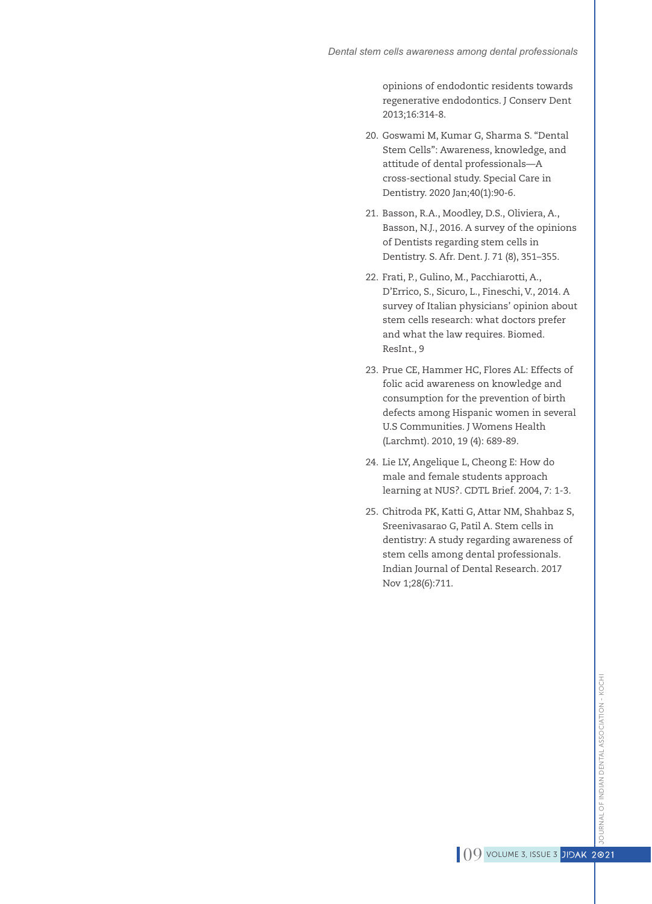opinions of endodontic residents towards regenerative endodontics. J Conserv Dent 2013;16:314-8.

20. Goswami M, Kumar G, Sharma S. "Dental Stem Cells": Awareness, knowledge, and attitude of dental professionals—A cross-sectional study. Special Care in Dentistry. 2020 Jan;40(1):90-6.

21. Basson, R.A., Moodley, D.S., Oliviera, A., Basson, N.J., 2016. A survey of the opinions of Dentists regarding stem cells in Dentistry. S. Afr. Dent. J. 71 (8), 351–355.

22. Frati, P., Gulino, M., Pacchiarotti, A., D'Errico, S., Sicuro, L., Fineschi, V., 2014. A survey of Italian physicians' opinion about stem cells research: what doctors prefer and what the law requires. Biomed. ResInt., 9

23. Prue CE, Hammer HC, Flores AL: Effects of folic acid awareness on knowledge and consumption for the prevention of birth defects among Hispanic women in several U.S Communities. J Womens Health (Larchmt). 2010, 19 (4): 689-89.

24. Lie LY, Angelique L, Cheong E: How do male and female students approach learning at NUS?. CDTL Brief. 2004, 7: 1-3.

25. Chitroda PK, Katti G, Attar NM, Shahbaz S, Sreenivasarao G, Patil A. Stem cells in dentistry: A study regarding awareness of stem cells among dental professionals. Indian Journal of Dental Research. 2017 Nov 1;28(6):711.